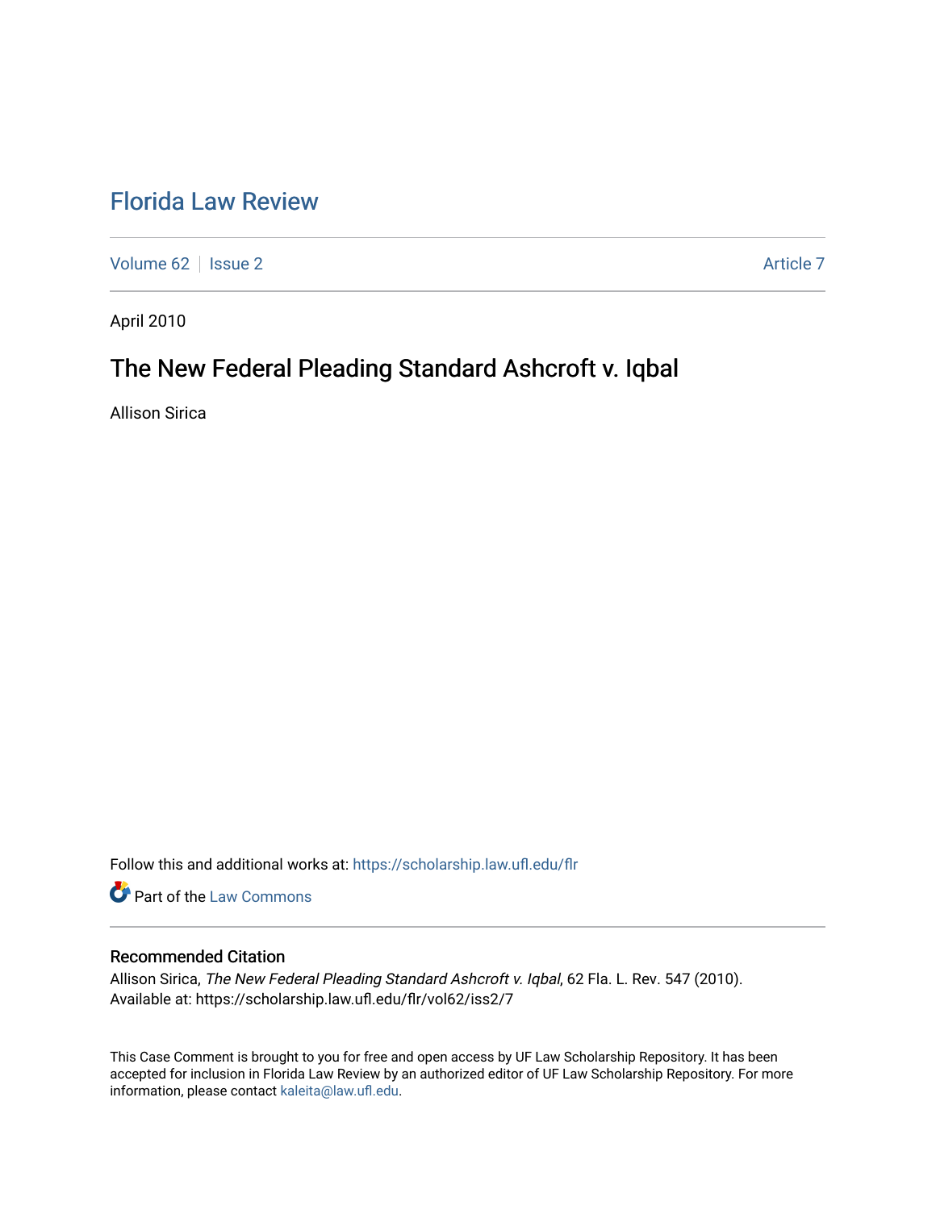# Florida Law Review

Volume 62 | Issue 2 | Article 7

April 2010

## The New Federal Pleading Standard Ashcroft v. Iqbal

Allison Sirica

Follow this and additional works at: https://scholarship.law.ufl.edu/flr

Part of the Law Commons

### Recommended Citation

Allison Sirica, *The New Federal Pleading Standard Ashcroft v. Iqbal*, 62 Fla. L. Rev. 547 (2010).
Available at: https://scholarship.law.ufl.edu/flr/vol62/iss2/7

This Case Comment is brought to you for free and open access by UF Law Scholarship Repository. It has been accepted for inclusion in Florida Law Review by an authorized editor of UF Law Scholarship Repository. For more information, please contact kaleita@law.ufl.edu.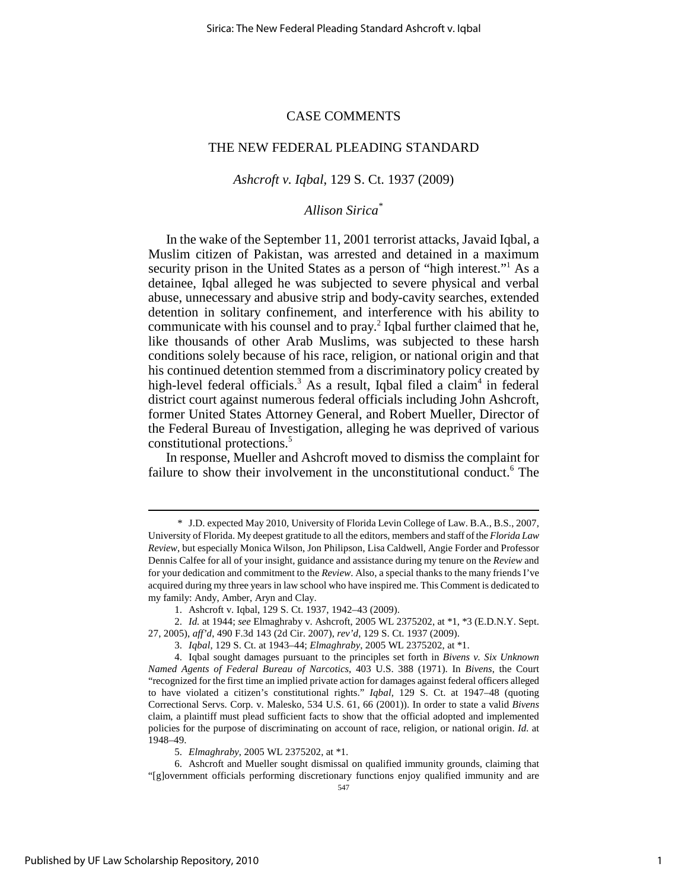# CASE COMMENTS

## THE NEW FEDERAL PLEADING STANDARD

### *Ashcroft v. Iqbal*, 129 S. Ct. 1937 (2009)

*Allison Sirica*[*]

In the wake of the September 11, 2001 terrorist attacks, Javaid Iqbal, a Muslim citizen of Pakistan, was arrested and detained in a maximum security prison in the United States as a person of "high interest."[1] As a detainee, Iqbal alleged he was subjected to severe physical and verbal abuse, unnecessary and abusive strip and body-cavity searches, extended detention in solitary confinement, and interference with his ability to communicate with his counsel and to pray.[2] Iqbal further claimed that he, like thousands of other Arab Muslims, was subjected to these harsh conditions solely because of his race, religion, or national origin and that his continued detention stemmed from a discriminatory policy created by high-level federal officials.[3] As a result, Iqbal filed a claim[4] in federal district court against numerous federal officials including John Ashcroft, former United States Attorney General, and Robert Mueller, Director of the Federal Bureau of Investigation, alleging he was deprived of various constitutional protections.[5]

In response, Mueller and Ashcroft moved to dismiss the complaint for failure to show their involvement in the unconstitutional conduct.[6] The

---

\* J.D. expected May 2010, University of Florida Levin College of Law. B.A., B.S., 2007, University of Florida. My deepest gratitude to all the editors, members and staff of the *Florida Law Review*, but especially Monica Wilson, Jon Philipson, Lisa Caldwell, Angie Forder and Professor Dennis Calfee for all of your insight, guidance and assistance during my tenure on the *Review* and for your dedication and commitment to the *Review*. Also, a special thanks to the many friends I've acquired during my three years in law school who have inspired me. This Comment is dedicated to my family: Andy, Amber, Aryn and Clay.

1. Ashcroft v. Iqbal, 129 S. Ct. 1937, 1942–43 (2009).

2. *Id.* at 1944; *see* Elmaghraby v. Ashcroft, 2005 WL 2375202, at \*1, \*3 (E.D.N.Y. Sept. 27, 2005), *aff'd*, 490 F.3d 143 (2d Cir. 2007), *rev'd*, 129 S. Ct. 1937 (2009).

3. *Iqbal*, 129 S. Ct. at 1943–44; *Elmaghraby*, 2005 WL 2375202, at \*1.

4. Iqbal sought damages pursuant to the principles set forth in *Bivens v. Six Unknown Named Agents of Federal Bureau of Narcotics*, 403 U.S. 388 (1971). In *Bivens*, the Court "recognized for the first time an implied private action for damages against federal officers alleged to have violated a citizen's constitutional rights." *Iqbal*, 129 S. Ct. at 1947–48 (quoting Correctional Servs. Corp. v. Malesko, 534 U.S. 61, 66 (2001)). In order to state a valid *Bivens* claim, a plaintiff must plead sufficient facts to show that the official adopted and implemented policies for the purpose of discriminating on account of race, religion, or national origin. *Id.* at 1948–49.

5. *Elmaghraby*, 2005 WL 2375202, at \*1.

6. Ashcroft and Mueller sought dismissal on qualified immunity grounds, claiming that "[g]overnment officials performing discretionary functions enjoy qualified immunity and are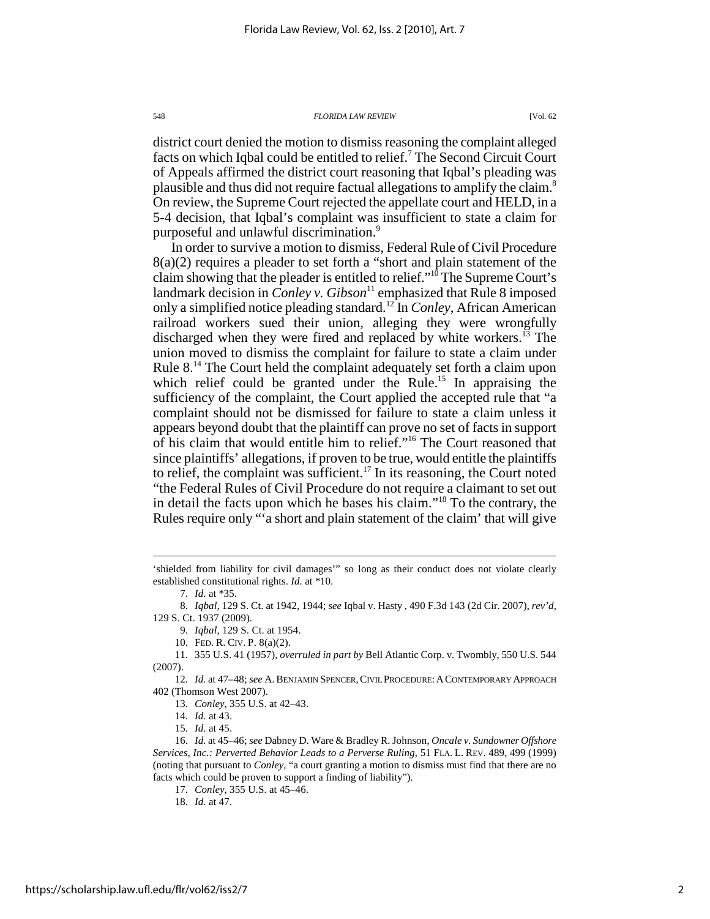district court denied the motion to dismiss reasoning the complaint alleged facts on which Iqbal could be entitled to relief.[7] The Second Circuit Court of Appeals affirmed the district court reasoning that Iqbal's pleading was plausible and thus did not require factual allegations to amplify the claim.[8] On review, the Supreme Court rejected the appellate court and HELD, in a 5-4 decision, that Iqbal's complaint was insufficient to state a claim for purposeful and unlawful discrimination.[9]

In order to survive a motion to dismiss, Federal Rule of Civil Procedure 8(a)(2) requires a pleader to set forth a "short and plain statement of the claim showing that the pleader is entitled to relief."[10] The Supreme Court's landmark decision in *Conley v. Gibson*[11] emphasized that Rule 8 imposed only a simplified notice pleading standard.[12] In *Conley*, African American railroad workers sued their union, alleging they were wrongfully discharged when they were fired and replaced by white workers.[13] The union moved to dismiss the complaint for failure to state a claim under Rule 8.[14] The Court held the complaint adequately set forth a claim upon which relief could be granted under the Rule.[15] In appraising the sufficiency of the complaint, the Court applied the accepted rule that "a complaint should not be dismissed for failure to state a claim unless it appears beyond doubt that the plaintiff can prove no set of facts in support of his claim that would entitle him to relief."[16] The Court reasoned that since plaintiffs' allegations, if proven to be true, would entitle the plaintiffs to relief, the complaint was sufficient.[17] In its reasoning, the Court noted "the Federal Rules of Civil Procedure do not require a claimant to set out in detail the facts upon which he bases his claim."[18] To the contrary, the Rules require only "'a short and plain statement of the claim' that will give

---

'shielded from liability for civil damages'" so long as their conduct does not violate clearly established constitutional rights. *Id.* at *10.

7. *Id.* at *35.

8. *Iqbal*, 129 S. Ct. at 1942, 1944; *see* Iqbal v. Hasty , 490 F.3d 143 (2d Cir. 2007), *rev'd*, 129 S. Ct. 1937 (2009).

9. *Iqbal*, 129 S. Ct. at 1954.

10. FED. R. CIV. P. 8(a)(2).

11. 355 U.S. 41 (1957), *overruled in part by* Bell Atlantic Corp. v. Twombly, 550 U.S. 544 (2007).

12. *Id*. at 47–48; *see* A. BENJAMIN SPENCER, CIVIL PROCEDURE: A CONTEMPORARY APPROACH 402 (Thomson West 2007).

13. *Conley*, 355 U.S. at 42–43.

14. *Id.* at 43.

15. *Id.* at 45.

16. *Id.* at 45–46; *see* Dabney D. Ware & Bradley R. Johnson, *Oncale v. Sundowner Offshore Services, Inc.: Perverted Behavior Leads to a Perverse Ruling*, 51 FLA. L. REV. 489, 499 (1999) (noting that pursuant to *Conley*, "a court granting a motion to dismiss must find that there are no facts which could be proven to support a finding of liability").

17. *Conley*, 355 U.S. at 45–46.

18. *Id.* at 47.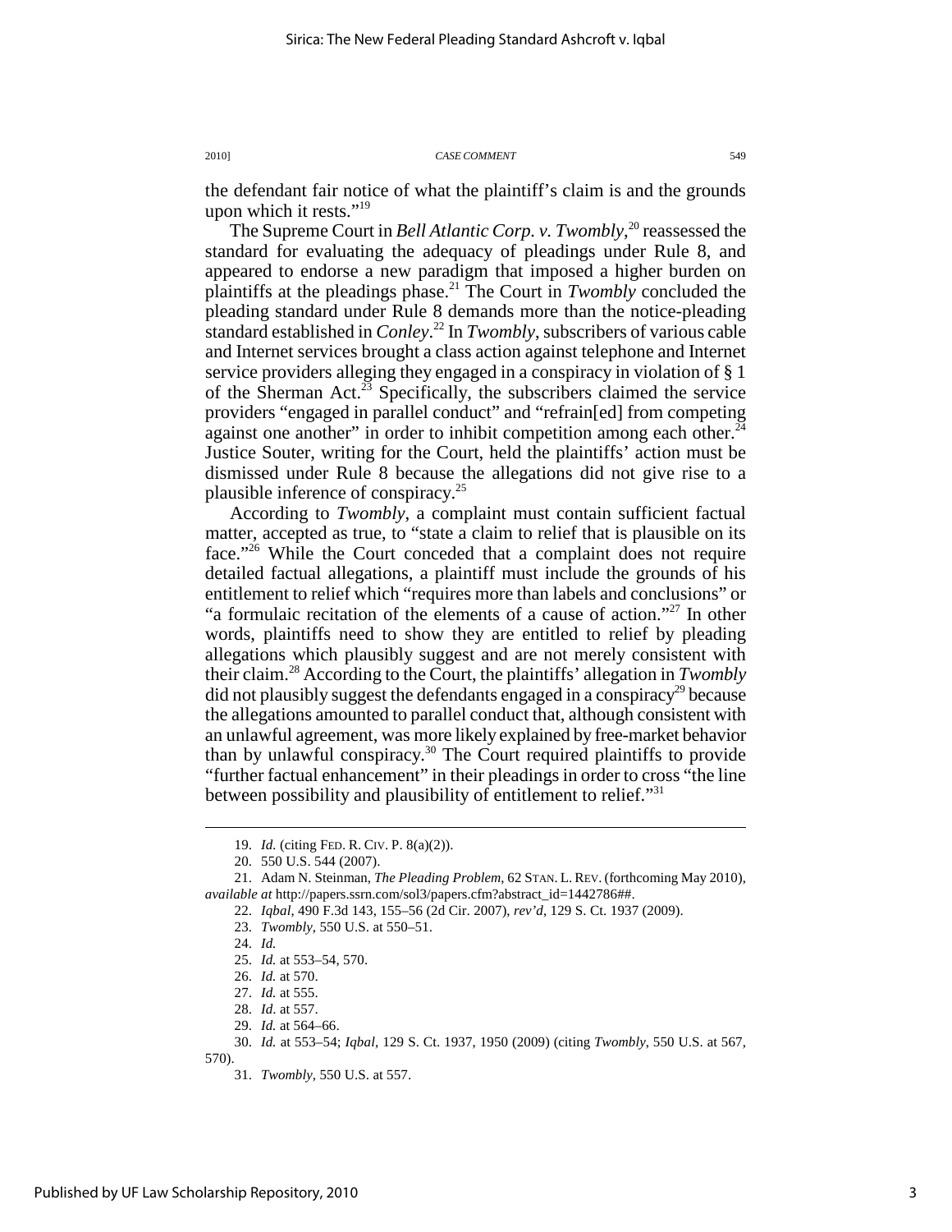the defendant fair notice of what the plaintiff's claim is and the grounds upon which it rests."[19]

The Supreme Court in *Bell Atlantic Corp. v. Twombly*,[20] reassessed the standard for evaluating the adequacy of pleadings under Rule 8, and appeared to endorse a new paradigm that imposed a higher burden on plaintiffs at the pleadings phase.[21] The Court in *Twombly* concluded the pleading standard under Rule 8 demands more than the notice-pleading standard established in *Conley*.[22] In *Twombly*, subscribers of various cable and Internet services brought a class action against telephone and Internet service providers alleging they engaged in a conspiracy in violation of § 1 of the Sherman Act.[23] Specifically, the subscribers claimed the service providers "engaged in parallel conduct" and "refrain[ed] from competing against one another" in order to inhibit competition among each other.[24] Justice Souter, writing for the Court, held the plaintiffs' action must be dismissed under Rule 8 because the allegations did not give rise to a plausible inference of conspiracy.[25]

According to *Twombly*, a complaint must contain sufficient factual matter, accepted as true, to "state a claim to relief that is plausible on its face."[26] While the Court conceded that a complaint does not require detailed factual allegations, a plaintiff must include the grounds of his entitlement to relief which "requires more than labels and conclusions" or "a formulaic recitation of the elements of a cause of action."[27] In other words, plaintiffs need to show they are entitled to relief by pleading allegations which plausibly suggest and are not merely consistent with their claim.[28] According to the Court, the plaintiffs' allegation in *Twombly* did not plausibly suggest the defendants engaged in a conspiracy[29] because the allegations amounted to parallel conduct that, although consistent with an unlawful agreement, was more likely explained by free-market behavior than by unlawful conspiracy.[30] The Court required plaintiffs to provide "further factual enhancement" in their pleadings in order to cross "the line between possibility and plausibility of entitlement to relief."[31]

---

19. *Id.* (citing FED. R. CIV. P. 8(a)(2)).

20. 550 U.S. 544 (2007).

21. Adam N. Steinman, *The Pleading Problem*, 62 STAN. L. REV. (forthcoming May 2010), *available at* http://papers.ssrn.com/sol3/papers.cfm?abstract_id=1442786##.

22. *Iqbal*, 490 F.3d 143, 155–56 (2d Cir. 2007), *rev'd*, 129 S. Ct. 1937 (2009).

23. *Twombly*, 550 U.S. at 550–51.

24. *Id.*

25. *Id.* at 553–54, 570.

26. *Id.* at 570.

27. *Id.* at 555.

28. *Id.* at 557.

29. *Id.* at 564–66.

30. *Id.* at 553–54; *Iqbal*, 129 S. Ct. 1937, 1950 (2009) (citing *Twombly*, 550 U.S. at 567, 570).

31. *Twombly*, 550 U.S. at 557.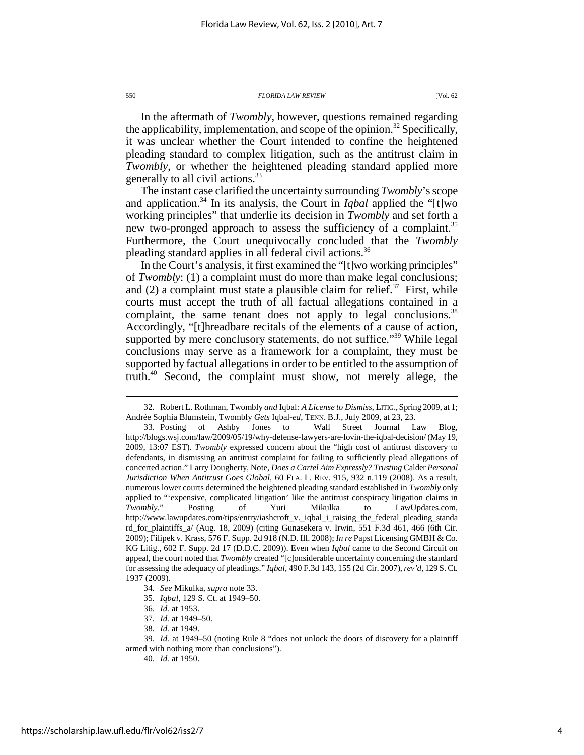In the aftermath of *Twombly*, however, questions remained regarding the applicability, implementation, and scope of the opinion.[32] Specifically, it was unclear whether the Court intended to confine the heightened pleading standard to complex litigation, such as the antitrust claim in *Twombly*, or whether the heightened pleading standard applied more generally to all civil actions.[33]

The instant case clarified the uncertainty surrounding *Twombly*'s scope and application.[34] In its analysis, the Court in *Iqbal* applied the "[t]wo working principles" that underlie its decision in *Twombly* and set forth a new two-pronged approach to assess the sufficiency of a complaint.[35] Furthermore, the Court unequivocally concluded that the *Twombly* pleading standard applies in all federal civil actions.[36]

In the Court's analysis, it first examined the "[t]wo working principles" of *Twombly*: (1) a complaint must do more than make legal conclusions; and (2) a complaint must state a plausible claim for relief.[37] First, while courts must accept the truth of all factual allegations contained in a complaint, the same tenant does not apply to legal conclusions.[38] Accordingly, "[t]hreadbare recitals of the elements of a cause of action, supported by mere conclusory statements, do not suffice."[39] While legal conclusions may serve as a framework for a complaint, they must be supported by factual allegations in order to be entitled to the assumption of truth.[40] Second, the complaint must show, not merely allege, the

---

32. Robert L. Rothman, Twombly *and* Iqbal*: A License to Dismiss*, LITIG., Spring 2009, at 1; Andrée Sophia Blumstein, Twombly *Gets* Iqbal*-ed*, TENN. B.J., July 2009, at 23, 23.

33. Posting of Ashby Jones to Wall Street Journal Law Blog, http://blogs.wsj.com/law/2009/05/19/why-defense-lawyers-are-lovin-the-iqbal-decision/ (May 19, 2009, 13:07 EST). *Twombly* expressed concern about the "high cost of antitrust discovery to defendants, in dismissing an antitrust complaint for failing to sufficiently plead allegations of concerted action." Larry Dougherty, Note, *Does a Cartel Aim Expressly? Trusting* Calder *Personal Jurisdiction When Antitrust Goes Global*, 60 FLA. L. REV. 915, 932 n.119 (2008). As a result, numerous lower courts determined the heightened pleading standard established in *Twombly* only applied to "'expensive, complicated litigation' like the antitrust conspiracy litigation claims in *Twombly*." Posting of Yuri Mikulka to LawUpdates.com, http://www.lawupdates.com/tips/entry/iashcroft_v._iqbal_i_raising_the_federal_pleading_standard_for_plaintiffs_a/ (Aug. 18, 2009) (citing Gunasekera v. Irwin, 551 F.3d 461, 466 (6th Cir. 2009); Filipek v. Krass, 576 F. Supp. 2d 918 (N.D. Ill. 2008); *In re* Papst Licensing GMBH & Co. KG Litig., 602 F. Supp. 2d 17 (D.D.C. 2009)). Even when *Iqbal* came to the Second Circuit on appeal, the court noted that *Twombly* created "[c]onsiderable uncertainty concerning the standard for assessing the adequacy of pleadings." *Iqbal*, 490 F.3d 143, 155 (2d Cir. 2007), *rev'd*, 129 S. Ct. 1937 (2009).

34. *See* Mikulka, *supra* note 33.

35. *Iqbal*, 129 S. Ct. at 1949–50.

36. *Id.* at 1953.

37. *Id.* at 1949–50.

38. *Id.* at 1949.

39. *Id.* at 1949–50 (noting Rule 8 "does not unlock the doors of discovery for a plaintiff armed with nothing more than conclusions").

40. *Id.* at 1950.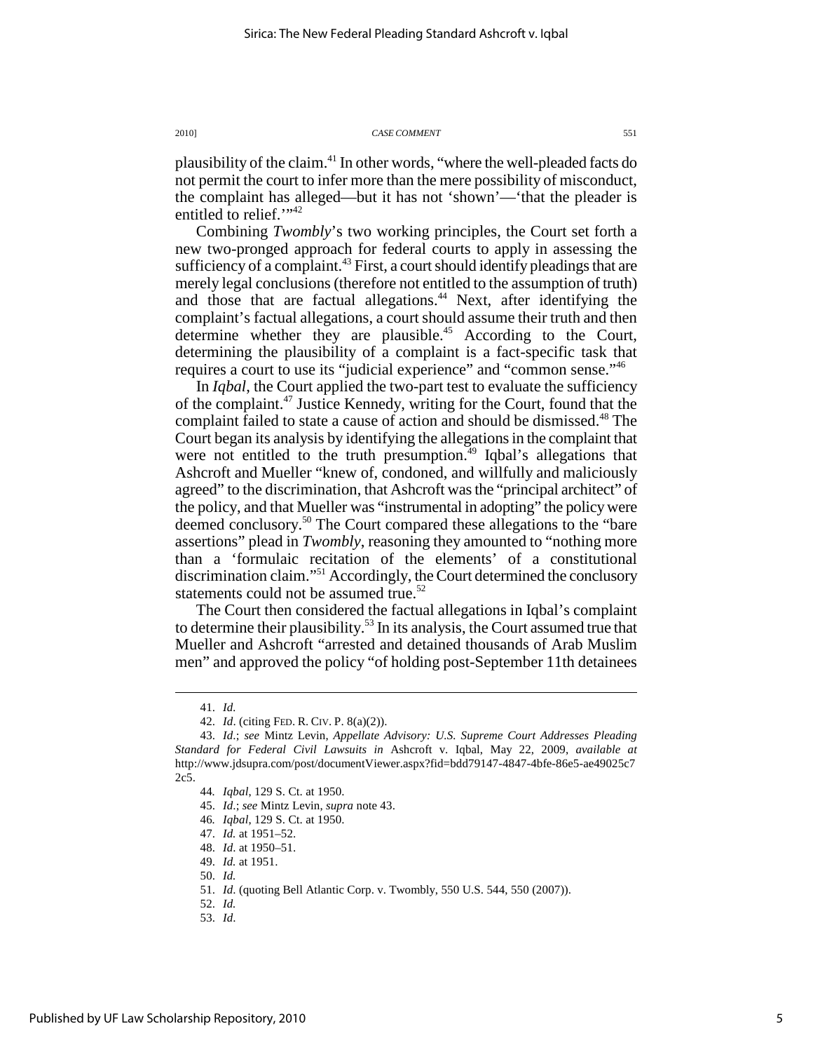plausibility of the claim.[41] In other words, "where the well-pleaded facts do not permit the court to infer more than the mere possibility of misconduct, the complaint has alleged—but it has not 'shown'—'that the pleader is entitled to relief.'"[42]

Combining *Twombly*'s two working principles, the Court set forth a new two-pronged approach for federal courts to apply in assessing the sufficiency of a complaint.[43] First, a court should identify pleadings that are merely legal conclusions (therefore not entitled to the assumption of truth) and those that are factual allegations.[44] Next, after identifying the complaint's factual allegations, a court should assume their truth and then determine whether they are plausible.[45] According to the Court, determining the plausibility of a complaint is a fact-specific task that requires a court to use its "judicial experience" and "common sense."[46]

In *Iqbal*, the Court applied the two-part test to evaluate the sufficiency of the complaint.[47] Justice Kennedy, writing for the Court, found that the complaint failed to state a cause of action and should be dismissed.[48] The Court began its analysis by identifying the allegations in the complaint that were not entitled to the truth presumption.[49] Iqbal's allegations that Ashcroft and Mueller "knew of, condoned, and willfully and maliciously agreed" to the discrimination, that Ashcroft was the "principal architect" of the policy, and that Mueller was "instrumental in adopting" the policy were deemed conclusory.[50] The Court compared these allegations to the "bare assertions" plead in *Twombly*, reasoning they amounted to "nothing more than a 'formulaic recitation of the elements' of a constitutional discrimination claim."[51] Accordingly, the Court determined the conclusory statements could not be assumed true.[52]

The Court then considered the factual allegations in Iqbal's complaint to determine their plausibility.[53] In its analysis, the Court assumed true that Mueller and Ashcroft "arrested and detained thousands of Arab Muslim men" and approved the policy "of holding post-September 11th detainees

---

41. *Id.*

42. *Id*. (citing FED. R. CIV. P. 8(a)(2)).

43. *Id.*; *see* Mintz Levin, *Appellate Advisory: U.S. Supreme Court Addresses Pleading Standard for Federal Civil Lawsuits in* Ashcroft v. Iqbal, May 22, 2009, *available at* http://www.jdsupra.com/post/documentViewer.aspx?fid=bdd79147-4847-4bfe-86e5-ae49025c72c5.

44. *Iqbal*, 129 S. Ct. at 1950.

45. *Id.*; *see* Mintz Levin, *supra* note 43.

46. *Iqbal*, 129 S. Ct. at 1950.

47. *Id.* at 1951–52.

48. *Id*. at 1950–51.

49. *Id.* at 1951.

50. *Id.*

51. *Id*. (quoting Bell Atlantic Corp. v. Twombly, 550 U.S. 544, 550 (2007)).

52. *Id.*

53. *Id.*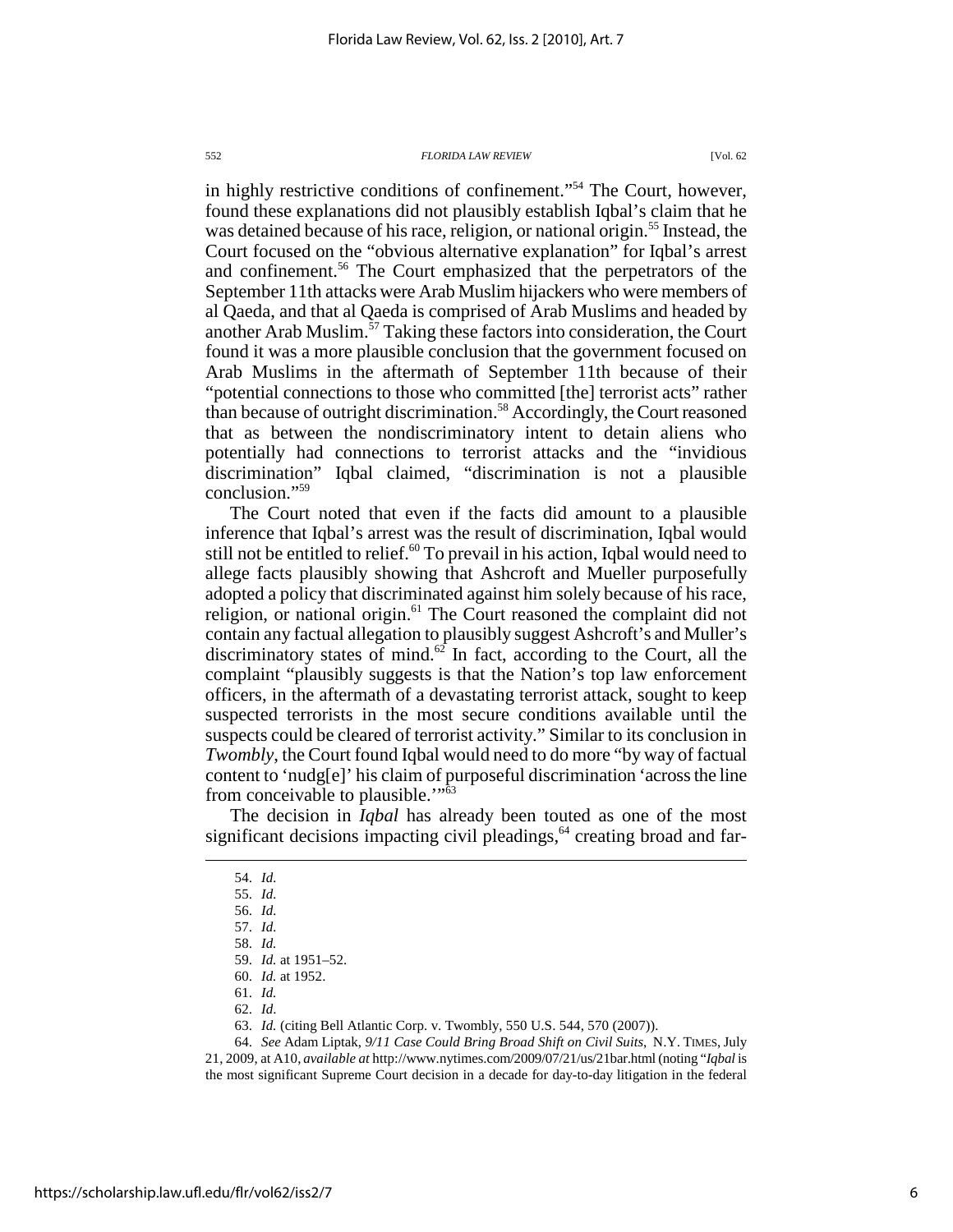in highly restrictive conditions of confinement."[54] The Court, however, found these explanations did not plausibly establish Iqbal's claim that he was detained because of his race, religion, or national origin.[55] Instead, the Court focused on the "obvious alternative explanation" for Iqbal's arrest and confinement.[56] The Court emphasized that the perpetrators of the September 11th attacks were Arab Muslim hijackers who were members of al Qaeda, and that al Qaeda is comprised of Arab Muslims and headed by another Arab Muslim.[57] Taking these factors into consideration, the Court found it was a more plausible conclusion that the government focused on Arab Muslims in the aftermath of September 11th because of their "potential connections to those who committed [the] terrorist acts" rather than because of outright discrimination.[58] Accordingly, the Court reasoned that as between the nondiscriminatory intent to detain aliens who potentially had connections to terrorist attacks and the "invidious discrimination" Iqbal claimed, "discrimination is not a plausible conclusion."[59]

The Court noted that even if the facts did amount to a plausible inference that Iqbal's arrest was the result of discrimination, Iqbal would still not be entitled to relief.[60] To prevail in his action, Iqbal would need to allege facts plausibly showing that Ashcroft and Mueller purposefully adopted a policy that discriminated against him solely because of his race, religion, or national origin.[61] The Court reasoned the complaint did not contain any factual allegation to plausibly suggest Ashcroft's and Muller's discriminatory states of mind.[62] In fact, according to the Court, all the complaint "plausibly suggests is that the Nation's top law enforcement officers, in the aftermath of a devastating terrorist attack, sought to keep suspected terrorists in the most secure conditions available until the suspects could be cleared of terrorist activity." Similar to its conclusion in *Twombly*, the Court found Iqbal would need to do more "by way of factual content to 'nudg[e]' his claim of purposeful discrimination 'across the line from conceivable to plausible.'"[63]

The decision in *Iqbal* has already been touted as one of the most significant decisions impacting civil pleadings,[64] creating broad and far-

---

54. *Id.*
55. *Id.*
56. *Id.*
57. *Id.*
58. *Id.*
59. *Id.* at 1951–52.
60. *Id.* at 1952.
61. *Id.*
62. *Id.*
63. *Id.* (citing Bell Atlantic Corp. v. Twombly, 550 U.S. 544, 570 (2007)).
64. *See* Adam Liptak, *9/11 Case Could Bring Broad Shift on Civil Suits*, N.Y. TIMES, July 21, 2009, at A10, *available at* http://www.nytimes.com/2009/07/21/us/21bar.html (noting "*Iqbal* is the most significant Supreme Court decision in a decade for day-to-day litigation in the federal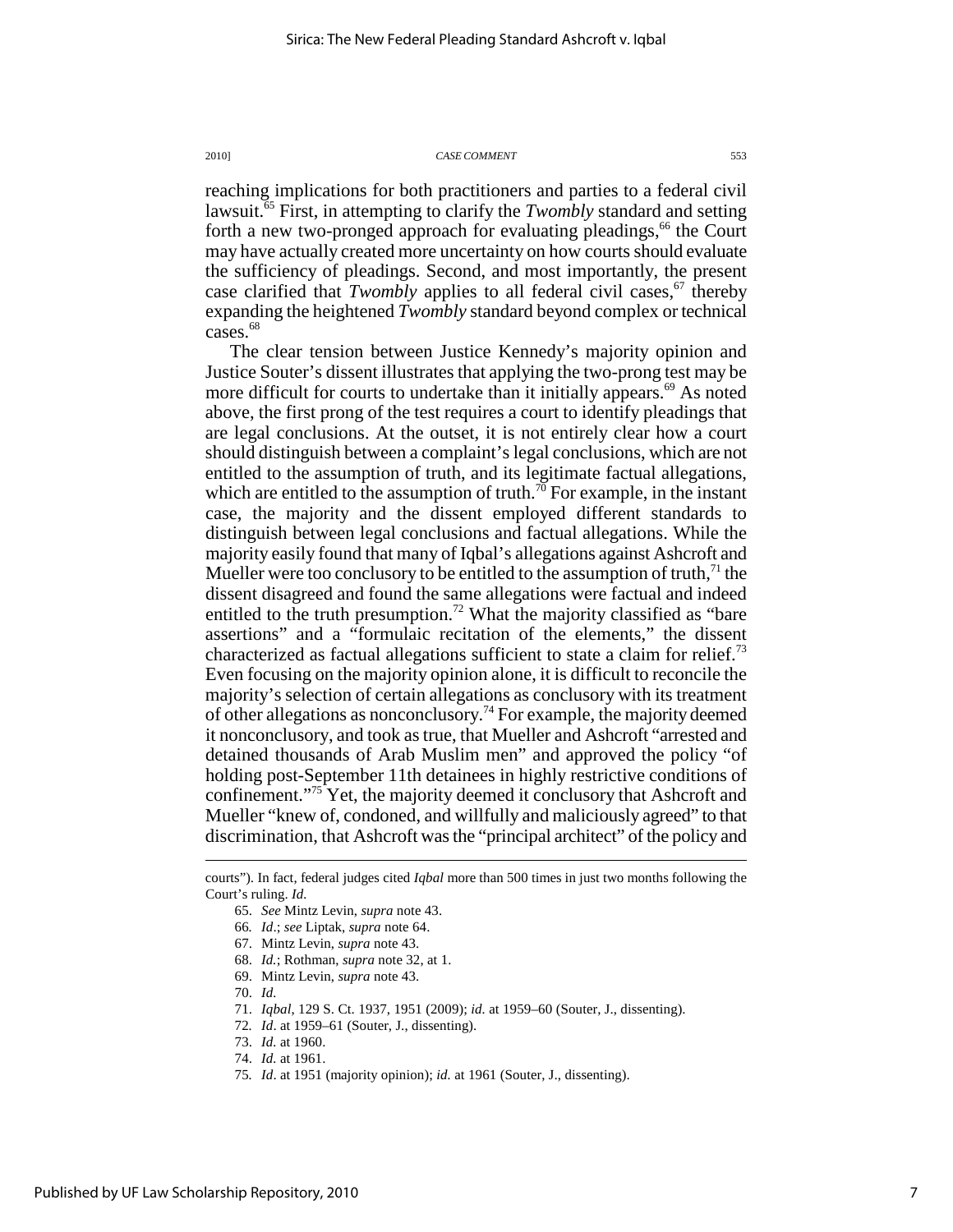reaching implications for both practitioners and parties to a federal civil lawsuit.[65] First, in attempting to clarify the *Twombly* standard and setting forth a new two-pronged approach for evaluating pleadings,[66] the Court may have actually created more uncertainty on how courts should evaluate the sufficiency of pleadings. Second, and most importantly, the present case clarified that *Twombly* applies to all federal civil cases,[67] thereby expanding the heightened *Twombly* standard beyond complex or technical cases.[68]

The clear tension between Justice Kennedy's majority opinion and Justice Souter's dissent illustrates that applying the two-prong test may be more difficult for courts to undertake than it initially appears.[69] As noted above, the first prong of the test requires a court to identify pleadings that are legal conclusions. At the outset, it is not entirely clear how a court should distinguish between a complaint's legal conclusions, which are not entitled to the assumption of truth, and its legitimate factual allegations, which are entitled to the assumption of truth.[70] For example, in the instant case, the majority and the dissent employed different standards to distinguish between legal conclusions and factual allegations. While the majority easily found that many of Iqbal's allegations against Ashcroft and Mueller were too conclusory to be entitled to the assumption of truth,[71] the dissent disagreed and found the same allegations were factual and indeed entitled to the truth presumption.[72] What the majority classified as "bare assertions" and a "formulaic recitation of the elements," the dissent characterized as factual allegations sufficient to state a claim for relief.[73] Even focusing on the majority opinion alone, it is difficult to reconcile the majority's selection of certain allegations as conclusory with its treatment of other allegations as nonconclusory.[74] For example, the majority deemed it nonconclusory, and took as true, that Mueller and Ashcroft "arrested and detained thousands of Arab Muslim men" and approved the policy "of holding post-September 11th detainees in highly restrictive conditions of confinement."[75] Yet, the majority deemed it conclusory that Ashcroft and Mueller "knew of, condoned, and willfully and maliciously agreed" to that discrimination, that Ashcroft was the "principal architect" of the policy and

courts"). In fact, federal judges cited *Iqbal* more than 500 times in just two months following the Court's ruling. *Id.*

65. *See* Mintz Levin, *supra* note 43.

66. *Id*.; *see* Liptak, *supra* note 64.

67. Mintz Levin, *supra* note 43.

68. *Id.*; Rothman, *supra* note 32, at 1.

69. Mintz Levin, *supra* note 43.

70. *Id.*

71. *Iqbal*, 129 S. Ct. 1937, 1951 (2009); *id.* at 1959–60 (Souter, J., dissenting).

72. *Id*. at 1959–61 (Souter, J., dissenting).

73. *Id.* at 1960.

74. *Id.* at 1961.

75. *Id*. at 1951 (majority opinion); *id.* at 1961 (Souter, J., dissenting).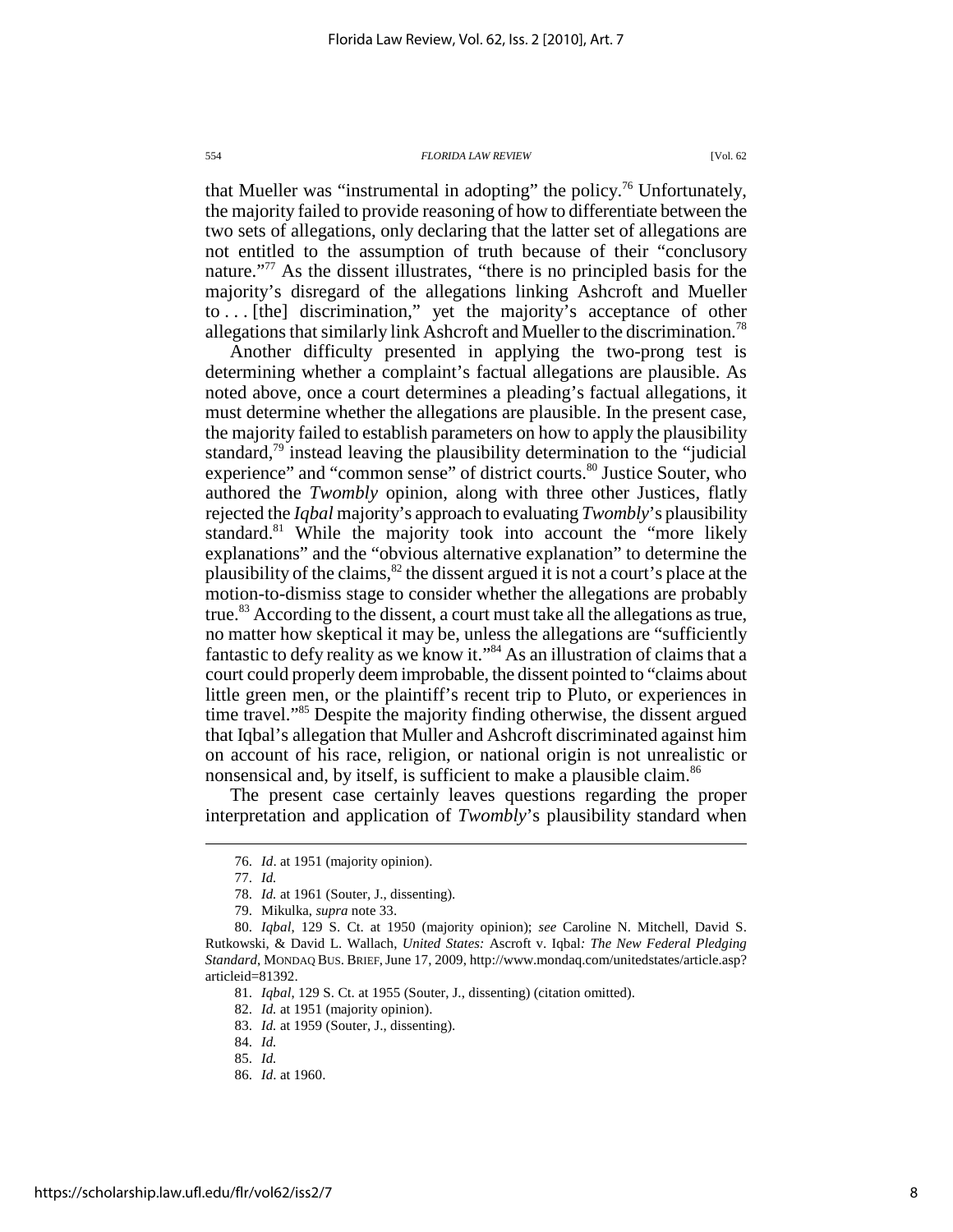that Mueller was "instrumental in adopting" the policy.[76] Unfortunately, the majority failed to provide reasoning of how to differentiate between the two sets of allegations, only declaring that the latter set of allegations are not entitled to the assumption of truth because of their "conclusory nature."[77] As the dissent illustrates, "there is no principled basis for the majority's disregard of the allegations linking Ashcroft and Mueller to . . . [the] discrimination," yet the majority's acceptance of other allegations that similarly link Ashcroft and Mueller to the discrimination.[78]

Another difficulty presented in applying the two-prong test is determining whether a complaint's factual allegations are plausible. As noted above, once a court determines a pleading's factual allegations, it must determine whether the allegations are plausible. In the present case, the majority failed to establish parameters on how to apply the plausibility standard,[79] instead leaving the plausibility determination to the "judicial experience" and "common sense" of district courts.[80] Justice Souter, who authored the *Twombly* opinion, along with three other Justices, flatly rejected the *Iqbal* majority's approach to evaluating *Twombly*'s plausibility standard.[81] While the majority took into account the "more likely explanations" and the "obvious alternative explanation" to determine the plausibility of the claims,[82] the dissent argued it is not a court's place at the motion-to-dismiss stage to consider whether the allegations are probably true.[83] According to the dissent, a court must take all the allegations as true, no matter how skeptical it may be, unless the allegations are "sufficiently fantastic to defy reality as we know it."[84] As an illustration of claims that a court could properly deem improbable, the dissent pointed to "claims about little green men, or the plaintiff's recent trip to Pluto, or experiences in time travel."[85] Despite the majority finding otherwise, the dissent argued that Iqbal's allegation that Muller and Ashcroft discriminated against him on account of his race, religion, or national origin is not unrealistic or nonsensical and, by itself, is sufficient to make a plausible claim.[86]

The present case certainly leaves questions regarding the proper interpretation and application of *Twombly*'s plausibility standard when

---

76. *Id*. at 1951 (majority opinion).

77. *Id.*

78. *Id.* at 1961 (Souter, J., dissenting).

79. Mikulka, *supra* note 33.

80. *Iqbal*, 129 S. Ct. at 1950 (majority opinion); *see* Caroline N. Mitchell, David S. Rutkowski, & David L. Wallach, *United States:* Ascroft v. Iqbal*: The New Federal Pledging Standard*, MONDAQ BUS. BRIEF, June 17, 2009, http://www.mondaq.com/unitedstates/article.asp?articleid=81392.

81. *Iqbal*, 129 S. Ct. at 1955 (Souter, J., dissenting) (citation omitted).

82. *Id.* at 1951 (majority opinion).

83. *Id.* at 1959 (Souter, J., dissenting).

84. *Id.*

85. *Id.*

86. *Id*. at 1960.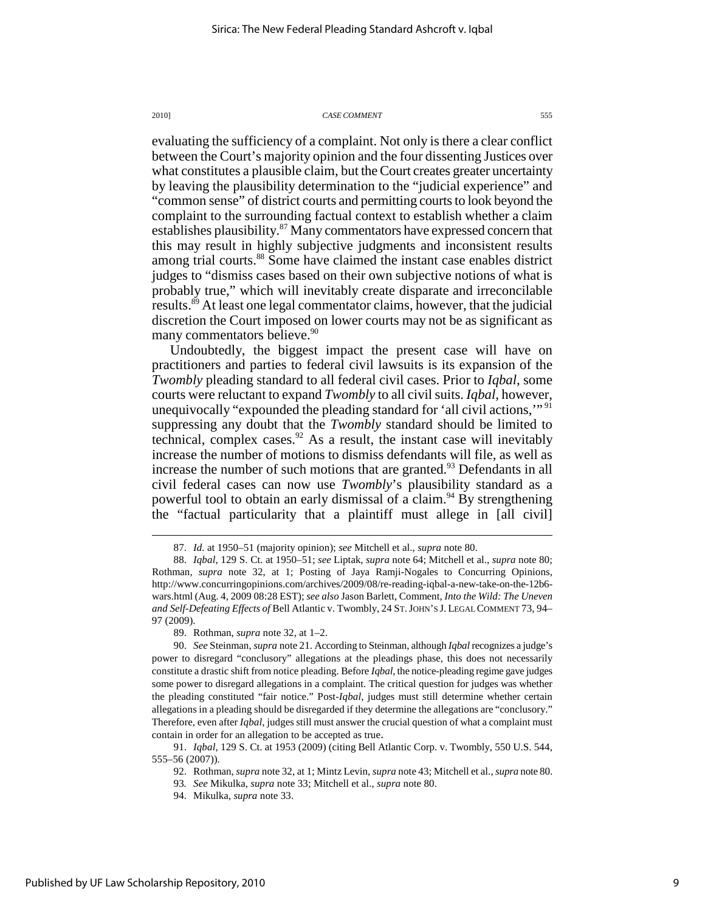evaluating the sufficiency of a complaint. Not only is there a clear conflict between the Court's majority opinion and the four dissenting Justices over what constitutes a plausible claim, but the Court creates greater uncertainty by leaving the plausibility determination to the "judicial experience" and "common sense" of district courts and permitting courts to look beyond the complaint to the surrounding factual context to establish whether a claim establishes plausibility.[87] Many commentators have expressed concern that this may result in highly subjective judgments and inconsistent results among trial courts.[88] Some have claimed the instant case enables district judges to "dismiss cases based on their own subjective notions of what is probably true," which will inevitably create disparate and irreconcilable results.[89] At least one legal commentator claims, however, that the judicial discretion the Court imposed on lower courts may not be as significant as many commentators believe.[90]

Undoubtedly, the biggest impact the present case will have on practitioners and parties to federal civil lawsuits is its expansion of the *Twombly* pleading standard to all federal civil cases. Prior to *Iqbal*, some courts were reluctant to expand *Twombly* to all civil suits. *Iqbal*, however, unequivocally "expounded the pleading standard for 'all civil actions,'"[91] suppressing any doubt that the *Twombly* standard should be limited to technical, complex cases.[92] As a result, the instant case will inevitably increase the number of motions to dismiss defendants will file, as well as increase the number of such motions that are granted.[93] Defendants in all civil federal cases can now use *Twombly*'s plausibility standard as a powerful tool to obtain an early dismissal of a claim.[94] By strengthening the "factual particularity that a plaintiff must allege in [all civil]

---

87. *Id.* at 1950–51 (majority opinion); *see* Mitchell et al., *supra* note 80.

88. *Iqbal*, 129 S. Ct. at 1950–51; *see* Liptak, *supra* note 64; Mitchell et al., *supra* note 80; Rothman, *supra* note 32, at 1; Posting of Jaya Ramji-Nogales to Concurring Opinions, http://www.concurringopinions.com/archives/2009/08/re-reading-iqbal-a-new-take-on-the-12b6-wars.html (Aug. 4, 2009 08:28 EST); *see also* Jason Barlett, Comment, *Into the Wild: The Uneven and Self-Defeating Effects of* Bell Atlantic v. Twombly, 24 ST. JOHN'S J. LEGAL COMMENT 73, 94–97 (2009).

89. Rothman, *supra* note 32, at 1–2.

90. *See* Steinman, *supra* note 21. According to Steinman, although *Iqbal* recognizes a judge's power to disregard "conclusory" allegations at the pleadings phase, this does not necessarily constitute a drastic shift from notice pleading. Before *Iqbal*, the notice-pleading regime gave judges some power to disregard allegations in a complaint. The critical question for judges was whether the pleading constituted "fair notice." Post-*Iqbal*, judges must still determine whether certain allegations in a pleading should be disregarded if they determine the allegations are "conclusory." Therefore, even after *Iqbal*, judges still must answer the crucial question of what a complaint must contain in order for an allegation to be accepted as true.

91. *Iqbal*, 129 S. Ct. at 1953 (2009) (citing Bell Atlantic Corp. v. Twombly, 550 U.S. 544, 555–56 (2007)).

92. Rothman, *supra* note 32, at 1; Mintz Levin, *supra* note 43; Mitchell et al., *supra* note 80.

93. *See* Mikulka, *supra* note 33; Mitchell et al., *supra* note 80.

94. Mikulka, *supra* note 33.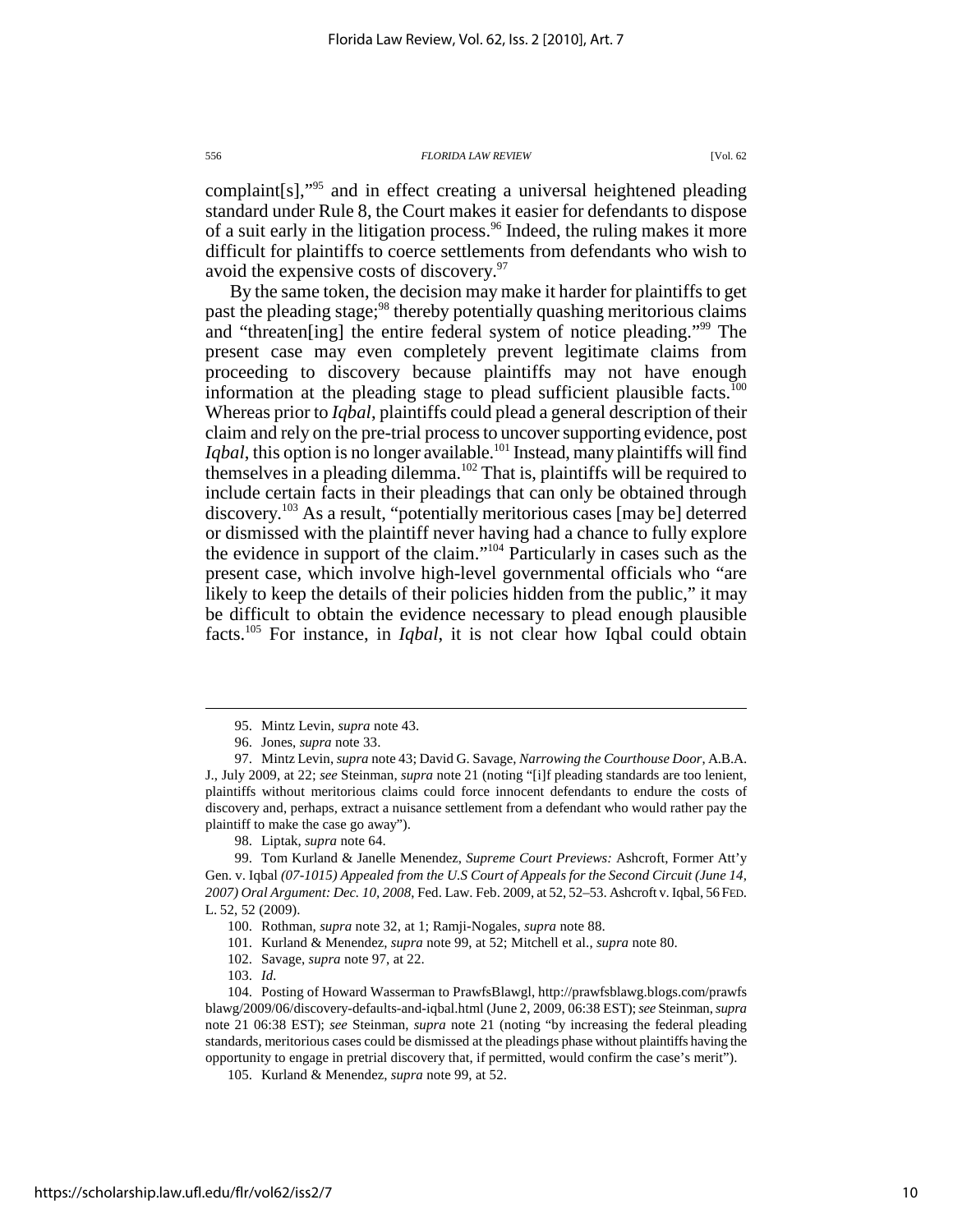complaint[s],"[95] and in effect creating a universal heightened pleading standard under Rule 8, the Court makes it easier for defendants to dispose of a suit early in the litigation process.[96] Indeed, the ruling makes it more difficult for plaintiffs to coerce settlements from defendants who wish to avoid the expensive costs of discovery.[97]

By the same token, the decision may make it harder for plaintiffs to get past the pleading stage;[98] thereby potentially quashing meritorious claims and "threaten[ing] the entire federal system of notice pleading."[99] The present case may even completely prevent legitimate claims from proceeding to discovery because plaintiffs may not have enough information at the pleading stage to plead sufficient plausible facts.[100] Whereas prior to *Iqbal*, plaintiffs could plead a general description of their claim and rely on the pre-trial process to uncover supporting evidence, post *Iqbal*, this option is no longer available.[101] Instead, many plaintiffs will find themselves in a pleading dilemma.[102] That is, plaintiffs will be required to include certain facts in their pleadings that can only be obtained through discovery.[103] As a result, "potentially meritorious cases [may be] deterred or dismissed with the plaintiff never having had a chance to fully explore the evidence in support of the claim."[104] Particularly in cases such as the present case, which involve high-level governmental officials who "are likely to keep the details of their policies hidden from the public," it may be difficult to obtain the evidence necessary to plead enough plausible facts.[105] For instance, in *Iqbal*, it is not clear how Iqbal could obtain

---

95. Mintz Levin, *supra* note 43.

96. Jones, *supra* note 33.

97. Mintz Levin, *supra* note 43; David G. Savage, *Narrowing the Courthouse Door*, A.B.A. J., July 2009, at 22; *see* Steinman, *supra* note 21 (noting "[i]f pleading standards are too lenient, plaintiffs without meritorious claims could force innocent defendants to endure the costs of discovery and, perhaps, extract a nuisance settlement from a defendant who would rather pay the plaintiff to make the case go away").

98. Liptak, *supra* note 64.

99. Tom Kurland & Janelle Menendez, *Supreme Court Previews:* Ashcroft, Former Att'y Gen. v. Iqbal *(07-1015) Appealed from the U.S Court of Appeals for the Second Circuit (June 14, 2007) Oral Argument: Dec. 10, 2008*, Fed. Law. Feb. 2009, at 52, 52–53. Ashcroft v. Iqbal, 56 FED. L. 52, 52 (2009).

100. Rothman, *supra* note 32, at 1; Ramji-Nogales, *supra* note 88.

101. Kurland & Menendez, *supra* note 99, at 52; Mitchell et al., *supra* note 80.

102. Savage, *supra* note 97, at 22.

103. *Id.*

104. Posting of Howard Wasserman to PrawfsBlawgl, http://prawfsblawg.blogs.com/prawfsblawg/2009/06/discovery-defaults-and-iqbal.html (June 2, 2009, 06:38 EST); *see* Steinman, *supra* note 21 06:38 EST); *see* Steinman, *supra* note 21 (noting "by increasing the federal pleading standards, meritorious cases could be dismissed at the pleadings phase without plaintiffs having the opportunity to engage in pretrial discovery that, if permitted, would confirm the case's merit").

105. Kurland & Menendez, *supra* note 99, at 52.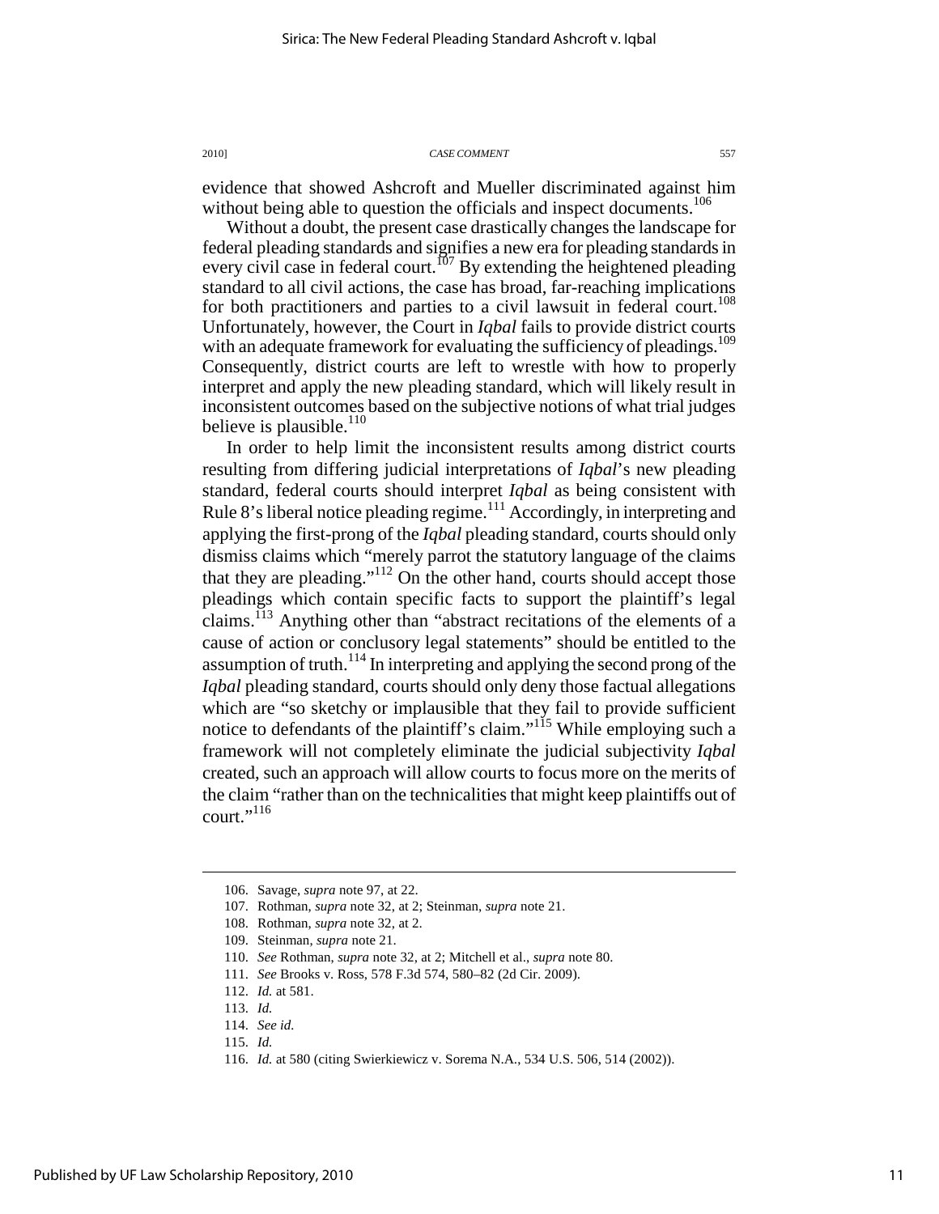evidence that showed Ashcroft and Mueller discriminated against him without being able to question the officials and inspect documents.[106]

Without a doubt, the present case drastically changes the landscape for federal pleading standards and signifies a new era for pleading standards in every civil case in federal court.[107] By extending the heightened pleading standard to all civil actions, the case has broad, far-reaching implications for both practitioners and parties to a civil lawsuit in federal court.[108] Unfortunately, however, the Court in *Iqbal* fails to provide district courts with an adequate framework for evaluating the sufficiency of pleadings.[109] Consequently, district courts are left to wrestle with how to properly interpret and apply the new pleading standard, which will likely result in inconsistent outcomes based on the subjective notions of what trial judges believe is plausible.[110]

In order to help limit the inconsistent results among district courts resulting from differing judicial interpretations of *Iqbal*'s new pleading standard, federal courts should interpret *Iqbal* as being consistent with Rule 8's liberal notice pleading regime.[111] Accordingly, in interpreting and applying the first-prong of the *Iqbal* pleading standard, courts should only dismiss claims which "merely parrot the statutory language of the claims that they are pleading."[112] On the other hand, courts should accept those pleadings which contain specific facts to support the plaintiff's legal claims.[113] Anything other than "abstract recitations of the elements of a cause of action or conclusory legal statements" should be entitled to the assumption of truth.[114] In interpreting and applying the second prong of the *Iqbal* pleading standard, courts should only deny those factual allegations which are "so sketchy or implausible that they fail to provide sufficient notice to defendants of the plaintiff's claim."[115] While employing such a framework will not completely eliminate the judicial subjectivity *Iqbal* created, such an approach will allow courts to focus more on the merits of the claim "rather than on the technicalities that might keep plaintiffs out of court."[116]

---

106. Savage, *supra* note 97, at 22.

107. Rothman, *supra* note 32, at 2; Steinman, *supra* note 21.

108. Rothman, *supra* note 32, at 2.

109. Steinman, *supra* note 21.

110. *See* Rothman, *supra* note 32, at 2; Mitchell et al., *supra* note 80.

111. *See* Brooks v. Ross, 578 F.3d 574, 580–82 (2d Cir. 2009).

112. *Id.* at 581.

113. *Id.*

114. *See id.*

115. *Id.*

116. *Id.* at 580 (citing Swierkiewicz v. Sorema N.A., 534 U.S. 506, 514 (2002)).